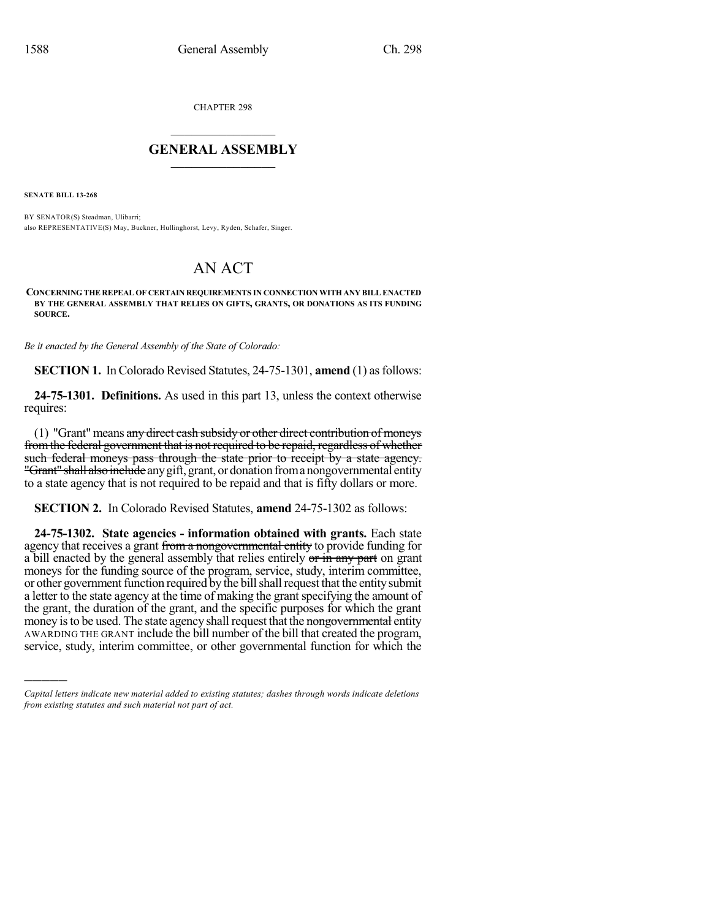CHAPTER 298

# GENERAL ASSEMBLY

**SENATE BILL 13-268**

BY SENATOR(S) Steadman, Ulibarri;
also REPRESENTATIVE(S) May, Buckner, Hullinghorst, Levy, Ryden, Schafer, Singer.

# AN ACT

**CONCERNING THE REPEAL OF CERTAIN REQUIREMENTS IN CONNECTION WITH ANY BILL ENACTED BY THE GENERAL ASSEMBLY THAT RELIES ON GIFTS, GRANTS, OR DONATIONS AS ITS FUNDING SOURCE.**

*Be it enacted by the General Assembly of the State of Colorado:*

**SECTION 1.** In Colorado Revised Statutes, 24-75-1301, **amend** (1) as follows:

**24-75-1301. Definitions.** As used in this part 13, unless the context otherwise requires:

(1) "Grant" means ~~any direct cash subsidy or other direct contribution of moneys from the federal government that is not required to be repaid, regardless of whether such federal moneys pass through the state prior to receipt by a state agency. "Grant" shall also include~~ any gift, grant, or donation from a nongovernmental entity to a state agency that is not required to be repaid and that is fifty dollars or more.

**SECTION 2.** In Colorado Revised Statutes, **amend** 24-75-1302 as follows:

**24-75-1302. State agencies - information obtained with grants.** Each state agency that receives a grant ~~from a nongovernmental entity~~ to provide funding for a bill enacted by the general assembly that relies entirely ~~or in any part~~ on grant moneys for the funding source of the program, service, study, interim committee, or other government function required by the bill shall request that the entity submit a letter to the state agency at the time of making the grant specifying the amount of the grant, the duration of the grant, and the specific purposes for which the grant money is to be used. The state agency shall request that the ~~nongovernmental~~ entity AWARDING THE GRANT include the bill number of the bill that created the program, service, study, interim committee, or other governmental function for which the

---

*Capital letters indicate new material added to existing statutes; dashes through words indicate deletions from existing statutes and such material not part of act.*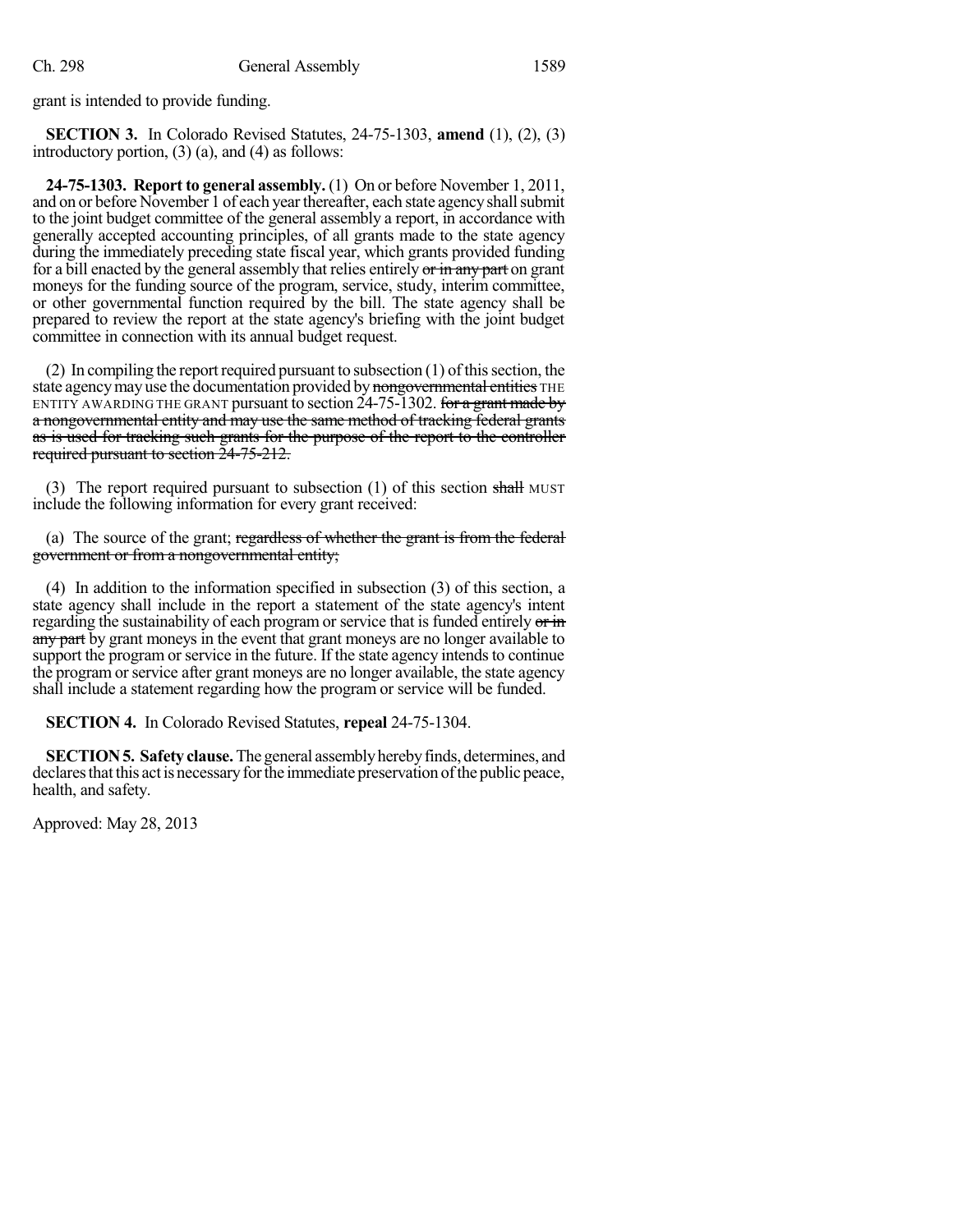grant is intended to provide funding.

**SECTION 3.** In Colorado Revised Statutes, 24-75-1303, **amend** (1), (2), (3) introductory portion, (3) (a), and (4) as follows:

**24-75-1303. Report to general assembly.** (1) On or before November 1, 2011, and on or before November 1 of each year thereafter, each state agency shall submit to the joint budget committee of the general assembly a report, in accordance with generally accepted accounting principles, of all grants made to the state agency during the immediately preceding state fiscal year, which grants provided funding for a bill enacted by the general assembly that relies entirely ~~or in any part~~ on grant moneys for the funding source of the program, service, study, interim committee, or other governmental function required by the bill. The state agency shall be prepared to review the report at the state agency's briefing with the joint budget committee in connection with its annual budget request.

(2) In compiling the report required pursuant to subsection (1) of this section, the state agency may use the documentation provided by ~~nongovernmental entities~~ THE ENTITY AWARDING THE GRANT pursuant to section 24-75-1302. ~~for a grant made by a nongovernmental entity and may use the same method of tracking federal grants as is used for tracking such grants for the purpose of the report to the controller required pursuant to section 24-75-212.~~

(3) The report required pursuant to subsection (1) of this section ~~shall~~ MUST include the following information for every grant received:

(a) The source of the grant; ~~regardless of whether the grant is from the federal government or from a nongovernmental entity;~~

(4) In addition to the information specified in subsection (3) of this section, a state agency shall include in the report a statement of the state agency's intent regarding the sustainability of each program or service that is funded entirely ~~or in any part~~ by grant moneys in the event that grant moneys are no longer available to support the program or service in the future. If the state agency intends to continue the program or service after grant moneys are no longer available, the state agency shall include a statement regarding how the program or service will be funded.

**SECTION 4.** In Colorado Revised Statutes, **repeal** 24-75-1304.

**SECTION 5. Safety clause.** The general assembly hereby finds, determines, and declares that this act is necessary for the immediate preservation of the public peace, health, and safety.

Approved: May 28, 2013